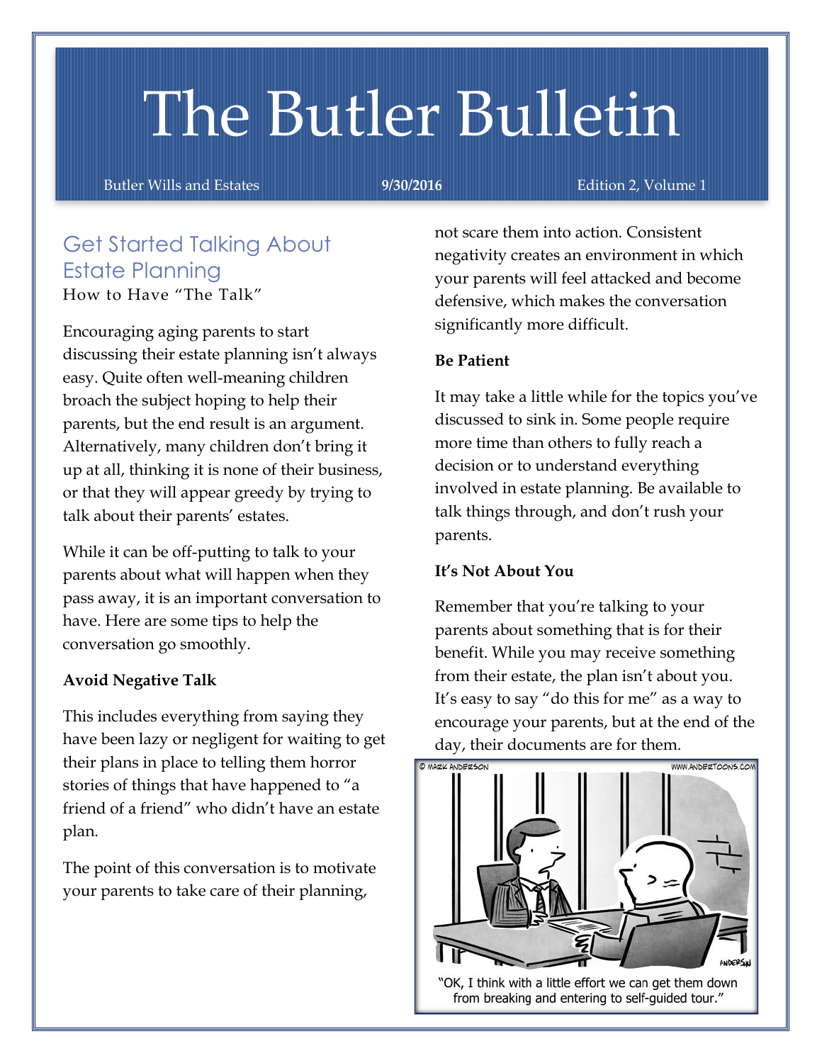# The Butler Bulletin

Butler Wills and Estates | **9/30/2016** | Edition 2, Volume 1

## Get Started Talking About Estate Planning

How to Have "The Talk"

Encouraging aging parents to start discussing their estate planning isn't always easy. Quite often well-meaning children broach the subject hoping to help their parents, but the end result is an argument. Alternatively, many children don't bring it up at all, thinking it is none of their business, or that they will appear greedy by trying to talk about their parents' estates.

While it can be off-putting to talk to your parents about what will happen when they pass away, it is an important conversation to have. Here are some tips to help the conversation go smoothly.

**Avoid Negative Talk**

This includes everything from saying they have been lazy or negligent for waiting to get their plans in place to telling them horror stories of things that have happened to "a friend of a friend" who didn't have an estate plan.

The point of this conversation is to motivate your parents to take care of their planning, not scare them into action. Consistent negativity creates an environment in which your parents will feel attacked and become defensive, which makes the conversation significantly more difficult.

**Be Patient**

It may take a little while for the topics you've discussed to sink in. Some people require more time than others to fully reach a decision or to understand everything involved in estate planning. Be available to talk things through, and don't rush your parents.

**It's Not About You**

Remember that you're talking to your parents about something that is for their benefit. While you may receive something from their estate, the plan isn't about you. It's easy to say "do this for me" as a way to encourage your parents, but at the end of the day, their documents are for them.

"OK, I think with a little effort we can get them down from breaking and entering to self-guided tour."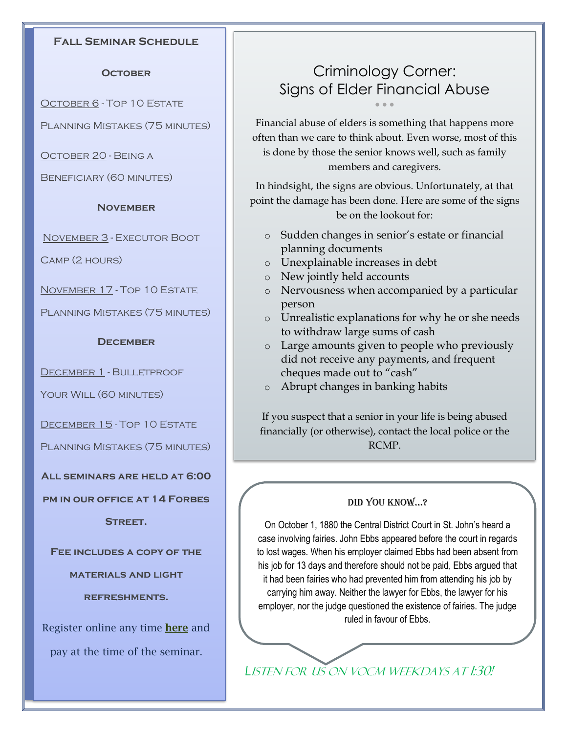## Fall Seminar Schedule

### October

October 6 - Top 10 Estate Planning Mistakes (75 minutes)

October 20 - Being a Beneficiary (60 minutes)

### November

November 3 - Executor Boot Camp (2 hours)

November 17 - Top 10 Estate Planning Mistakes (75 minutes)

### December

December 1 - Bulletproof Your Will (60 minutes)

December 15 - Top 10 Estate Planning Mistakes (75 minutes)

**All seminars are held at 6:00 pm in our office at 14 Forbes Street.**

**Fee includes a copy of the materials and light refreshments.**

Register online any time **here** and pay at the time of the seminar.

## Criminology Corner: Signs of Elder Financial Abuse

Financial abuse of elders is something that happens more often than we care to think about. Even worse, most of this is done by those the senior knows well, such as family members and caregivers.

In hindsight, the signs are obvious. Unfortunately, at that point the damage has been done. Here are some of the signs be on the lookout for:

- Sudden changes in senior's estate or financial planning documents
- Unexplainable increases in debt
- New jointly held accounts
- Nervousness when accompanied by a particular person
- Unrealistic explanations for why he or she needs to withdraw large sums of cash
- Large amounts given to people who previously did not receive any payments, and frequent cheques made out to "cash"
- Abrupt changes in banking habits

If you suspect that a senior in your life is being abused financially (or otherwise), contact the local police or the RCMP.

### Did You Know…?

On October 1, 1880 the Central District Court in St. John's heard a case involving fairies. John Ebbs appeared before the court in regards to lost wages. When his employer claimed Ebbs had been absent from his job for 13 days and therefore should not be paid, Ebbs argued that it had been fairies who had prevented him from attending his job by carrying him away. Neither the lawyer for Ebbs, the lawyer for his employer, nor the judge questioned the existence of fairies. The judge ruled in favour of Ebbs.

*Listen for us on VOCM weekdays at 1:30!*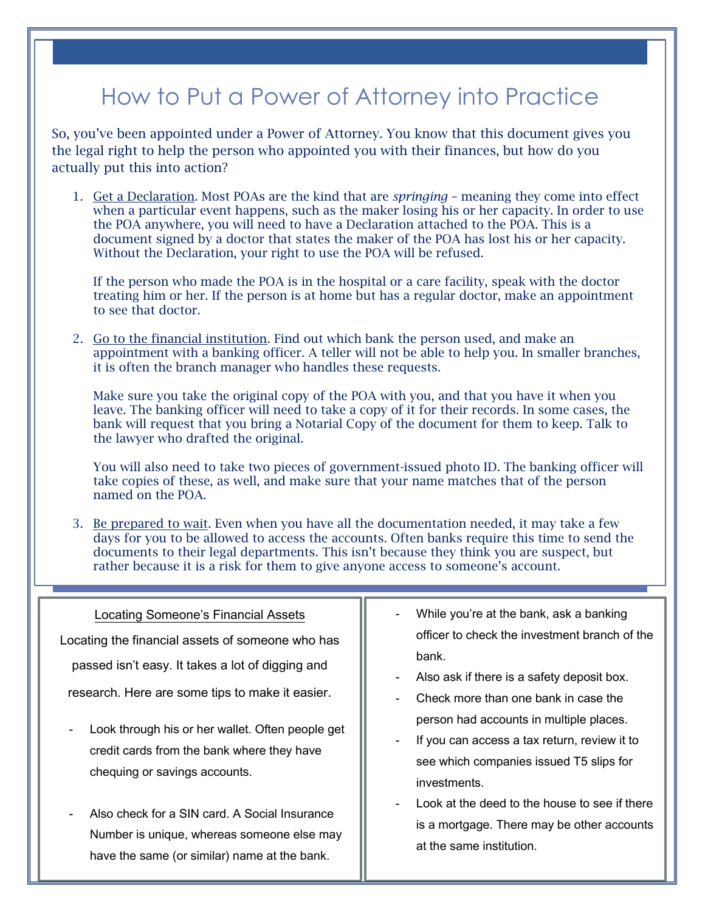# How to Put a Power of Attorney into Practice

So, you've been appointed under a Power of Attorney. You know that this document gives you the legal right to help the person who appointed you with their finances, but how do you actually put this into action?

1. Get a Declaration. Most POAs are the kind that are *springing* – meaning they come into effect when a particular event happens, such as the maker losing his or her capacity. In order to use the POA anywhere, you will need to have a Declaration attached to the POA. This is a document signed by a doctor that states the maker of the POA has lost his or her capacity. Without the Declaration, your right to use the POA will be refused.

   If the person who made the POA is in the hospital or a care facility, speak with the doctor treating him or her. If the person is at home but has a regular doctor, make an appointment to see that doctor.

2. Go to the financial institution. Find out which bank the person used, and make an appointment with a banking officer. A teller will not be able to help you. In smaller branches, it is often the branch manager who handles these requests.

   Make sure you take the original copy of the POA with you, and that you have it when you leave. The banking officer will need to take a copy of it for their records. In some cases, the bank will request that you bring a Notarial Copy of the document for them to keep. Talk to the lawyer who drafted the original.

   You will also need to take two pieces of government-issued photo ID. The banking officer will take copies of these, as well, and make sure that your name matches that of the person named on the POA.

3. Be prepared to wait. Even when you have all the documentation needed, it may take a few days for you to be allowed to access the accounts. Often banks require this time to send the documents to their legal departments. This isn't because they think you are suspect, but rather because it is a risk for them to give anyone access to someone's account.

## Locating Someone's Financial Assets

Locating the financial assets of someone who has passed isn't easy. It takes a lot of digging and research. Here are some tips to make it easier.

- Look through his or her wallet. Often people get credit cards from the bank where they have chequing or savings accounts.
- Also check for a SIN card. A Social Insurance Number is unique, whereas someone else may have the same (or similar) name at the bank.
- While you're at the bank, ask a banking officer to check the investment branch of the bank.
- Also ask if there is a safety deposit box.
- Check more than one bank in case the person had accounts in multiple places.
- If you can access a tax return, review it to see which companies issued T5 slips for investments.
- Look at the deed to the house to see if there is a mortgage. There may be other accounts at the same institution.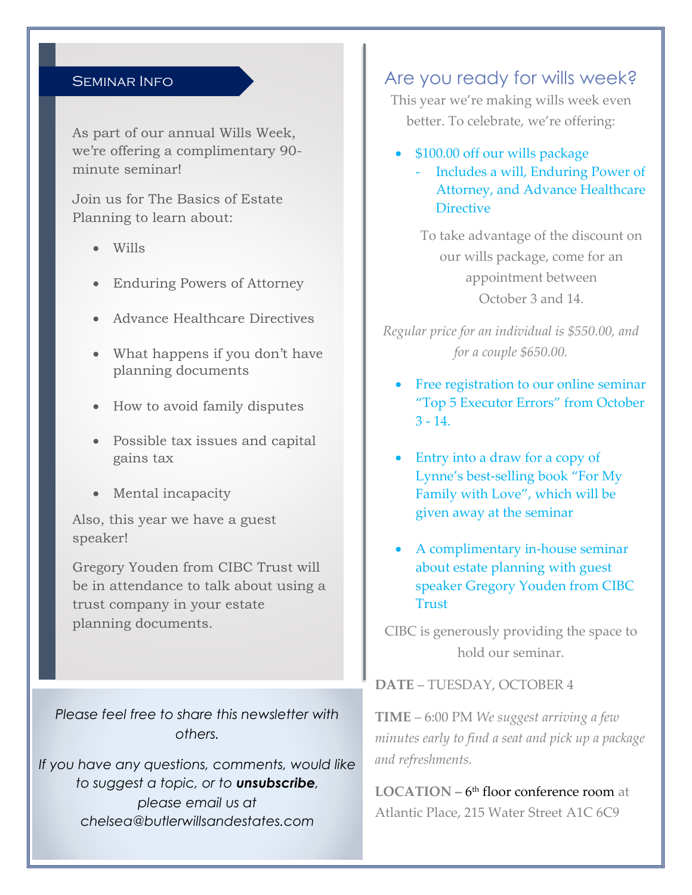## Seminar Info

As part of our annual Wills Week, we're offering a complimentary 90-minute seminar!

Join us for The Basics of Estate Planning to learn about:

- Wills
- Enduring Powers of Attorney
- Advance Healthcare Directives
- What happens if you don't have planning documents
- How to avoid family disputes
- Possible tax issues and capital gains tax
- Mental incapacity

Also, this year we have a guest speaker!

Gregory Youden from CIBC Trust will be in attendance to talk about using a trust company in your estate planning documents.

*Please feel free to share this newsletter with others.*

*If you have any questions, comments, would like to suggest a topic, or to* ***unsubscribe****, please email us at chelsea@butlerwillsandestates.com*

## Are you ready for wills week?

This year we're making wills week even better. To celebrate, we're offering:

- $100.00 off our wills package
  - Includes a will, Enduring Power of Attorney, and Advance Healthcare Directive

To take advantage of the discount on our wills package, come for an appointment between October 3 and 14.

*Regular price for an individual is $550.00, and for a couple $650.00.*

- Free registration to our online seminar "Top 5 Executor Errors" from October 3 - 14.
- Entry into a draw for a copy of Lynne's best-selling book "For My Family with Love", which will be given away at the seminar
- A complimentary in-house seminar about estate planning with guest speaker Gregory Youden from CIBC Trust

CIBC is generously providing the space to hold our seminar.

**DATE** – TUESDAY, OCTOBER 4

**TIME** – 6:00 PM *We suggest arriving a few minutes early to find a seat and pick up a package and refreshments.*

**LOCATION** – 6th floor conference room at Atlantic Place, 215 Water Street A1C 6C9